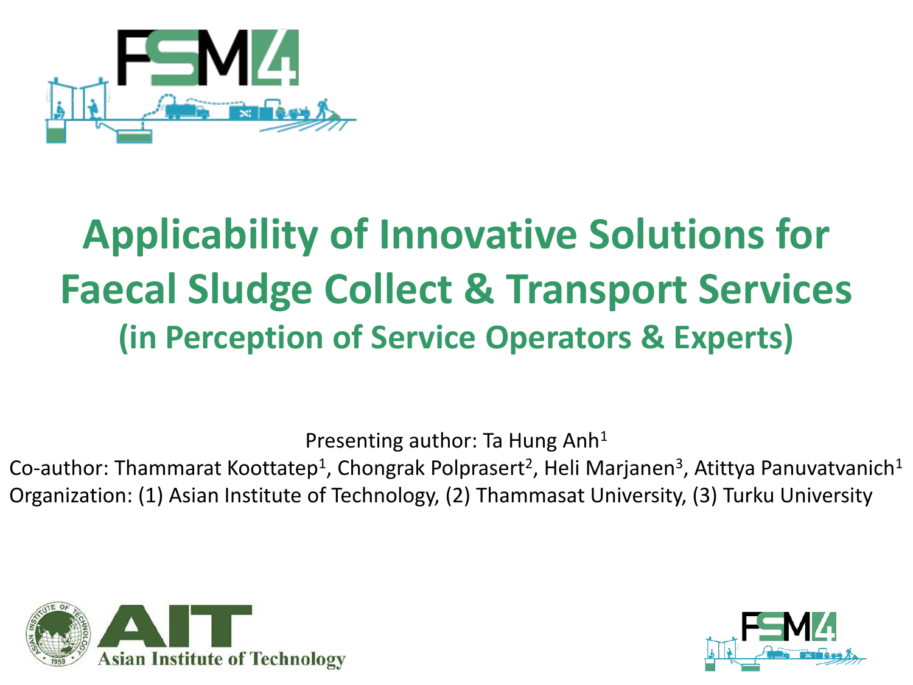# Applicability of Innovative Solutions for Faecal Sludge Collect & Transport Services

## (in Perception of Service Operators & Experts)

Presenting author: Ta Hung Anh[1]

Co-author: Thammarat Koottatep[1], Chongrak Polprasert[2], Heli Marjanen[3], Atittya Panuvatvanich[1]

Organization: (1) Asian Institute of Technology, (2) Thammasat University, (3) Turku University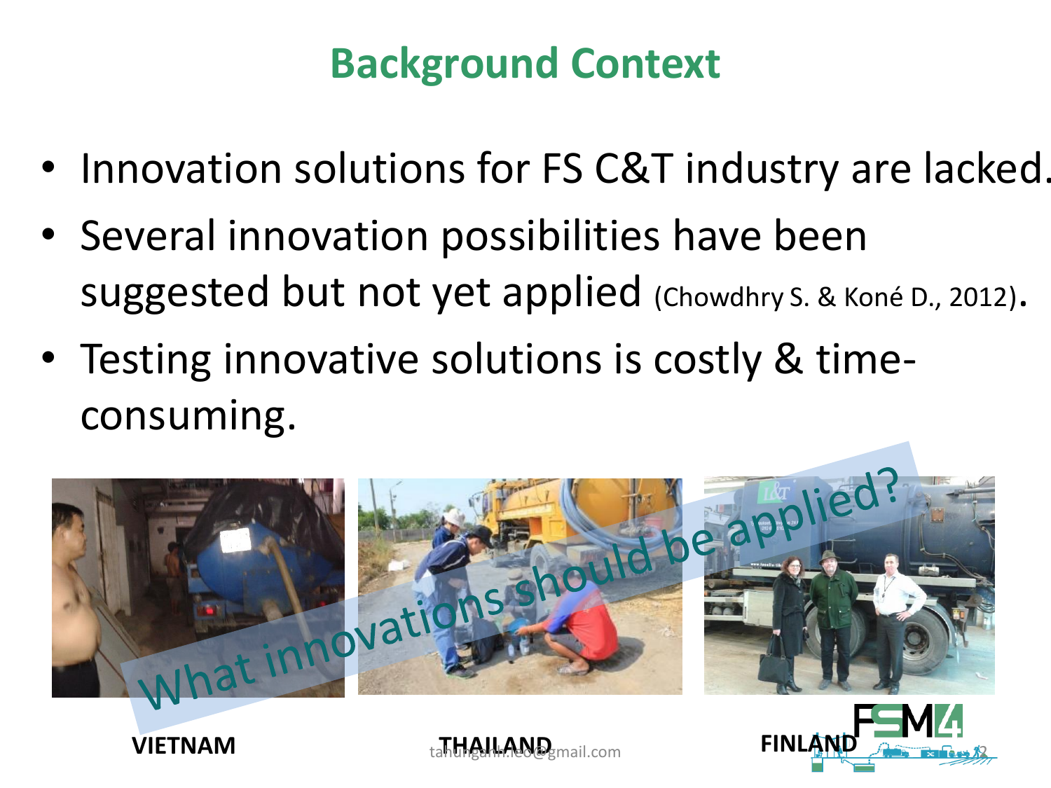# Background Context

- Innovation solutions for FS C&T industry are lacked.
- Several innovation possibilities have been suggested but not yet applied (Chowdhry S. & Koné D., 2012).
- Testing innovative solutions is costly & time-consuming.

What innovations should be applied?

VIETNAM

THAILAND

FINLAND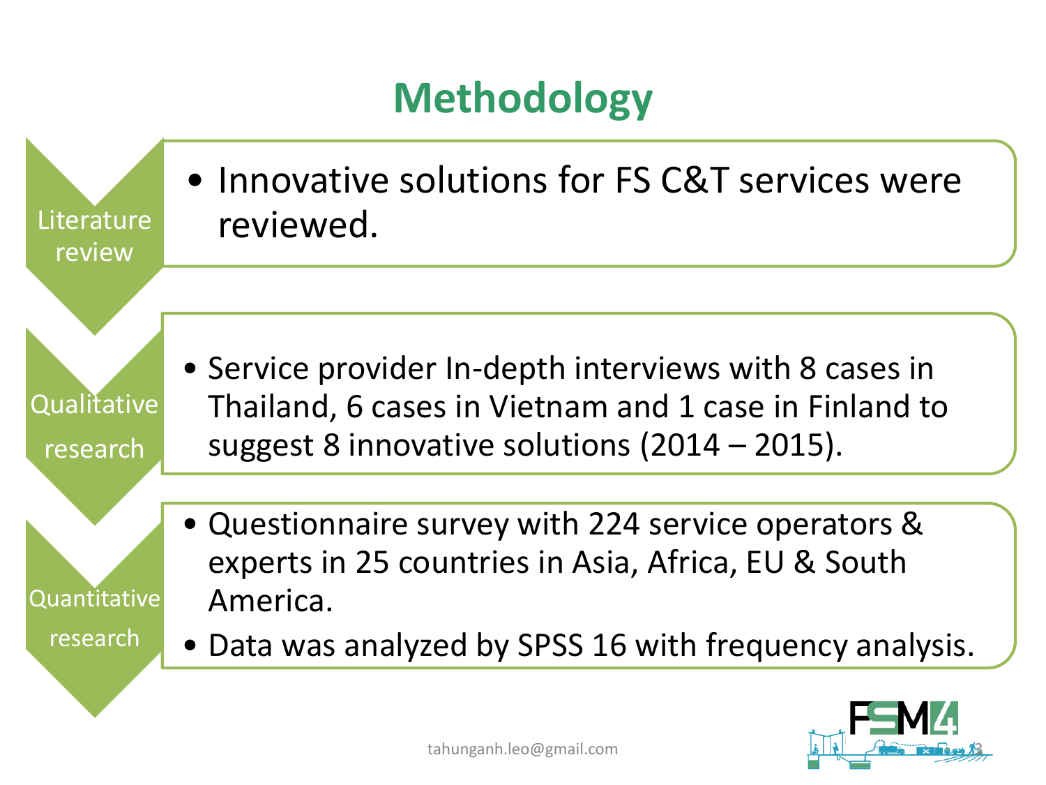# Methodology

**Literature review**

- Innovative solutions for FS C&T services were reviewed.

**Qualitative research**

- Service provider In-depth interviews with 8 cases in Thailand, 6 cases in Vietnam and 1 case in Finland to suggest 8 innovative solutions (2014 – 2015).

**Quantitative research**

- Questionnaire survey with 224 service operators & experts in 25 countries in Asia, Africa, EU & South America.
- Data was analyzed by SPSS 16 with frequency analysis.

tahunganh.leo@gmail.com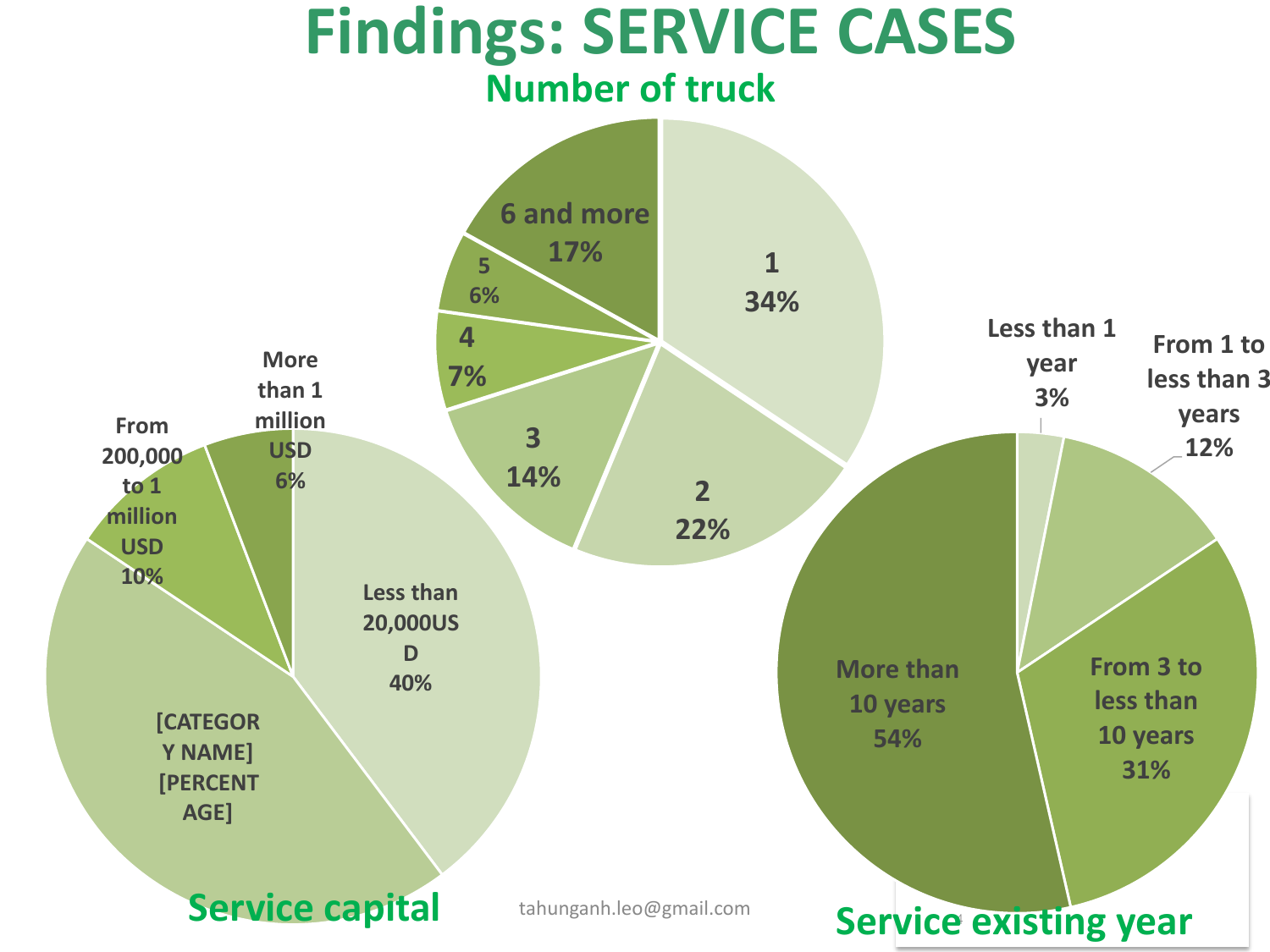# Findings: SERVICE CASES

## Number of truck

| Number of truck | Percentage |
|---|---|
| 1 | 34% |
| 2 | 22% |
| 3 | 14% |
| 4 | 7% |
| 5 | 6% |
| 6 and more | 17% |

## Service capital

| Service capital | Percentage |
|---|---|
| Less than 20,000USD | 40% |
| [CATEGORY NAME] | [PERCENTAGE] |
| From 200,000 to 1 million USD | 10% |
| More than 1 million USD | 6% |

## Service existing year

| Service existing year | Percentage |
|---|---|
| Less than 1 year | 3% |
| From 1 to less than 3 years | 12% |
| From 3 to less than 10 years | 31% |
| More than 10 years | 54% |

tahunganh.leo@gmail.com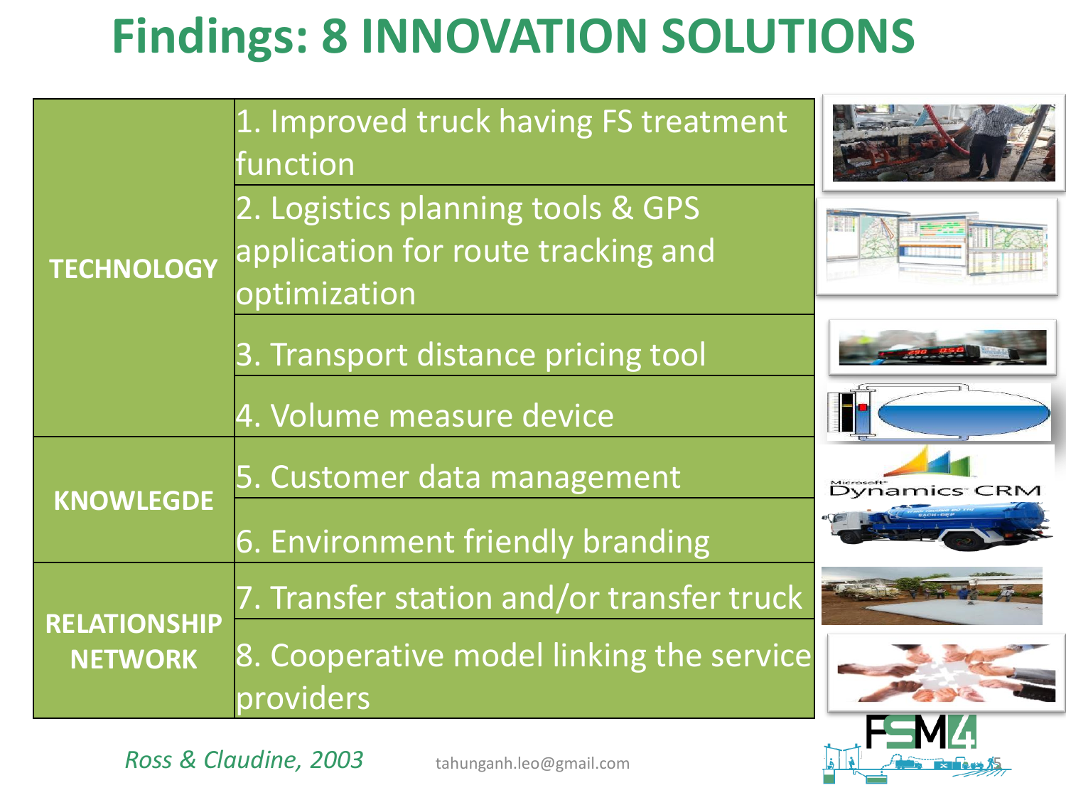# Findings: 8 INNOVATION SOLUTIONS

| | |
|---|---|
| TECHNOLOGY | 1. Improved truck having FS treatment function |
| | 2. Logistics planning tools & GPS application for route tracking and optimization |
| | 3. Transport distance pricing tool |
| | 4. Volume measure device |
| KNOWLEGDE | 5. Customer data management |
| | 6. Environment friendly branding |
| RELATIONSHIP NETWORK | 7. Transfer station and/or transfer truck |
| | 8. Cooperative model linking the service providers |

*Ross & Claudine, 2003*

tahunganh.leo@gmail.com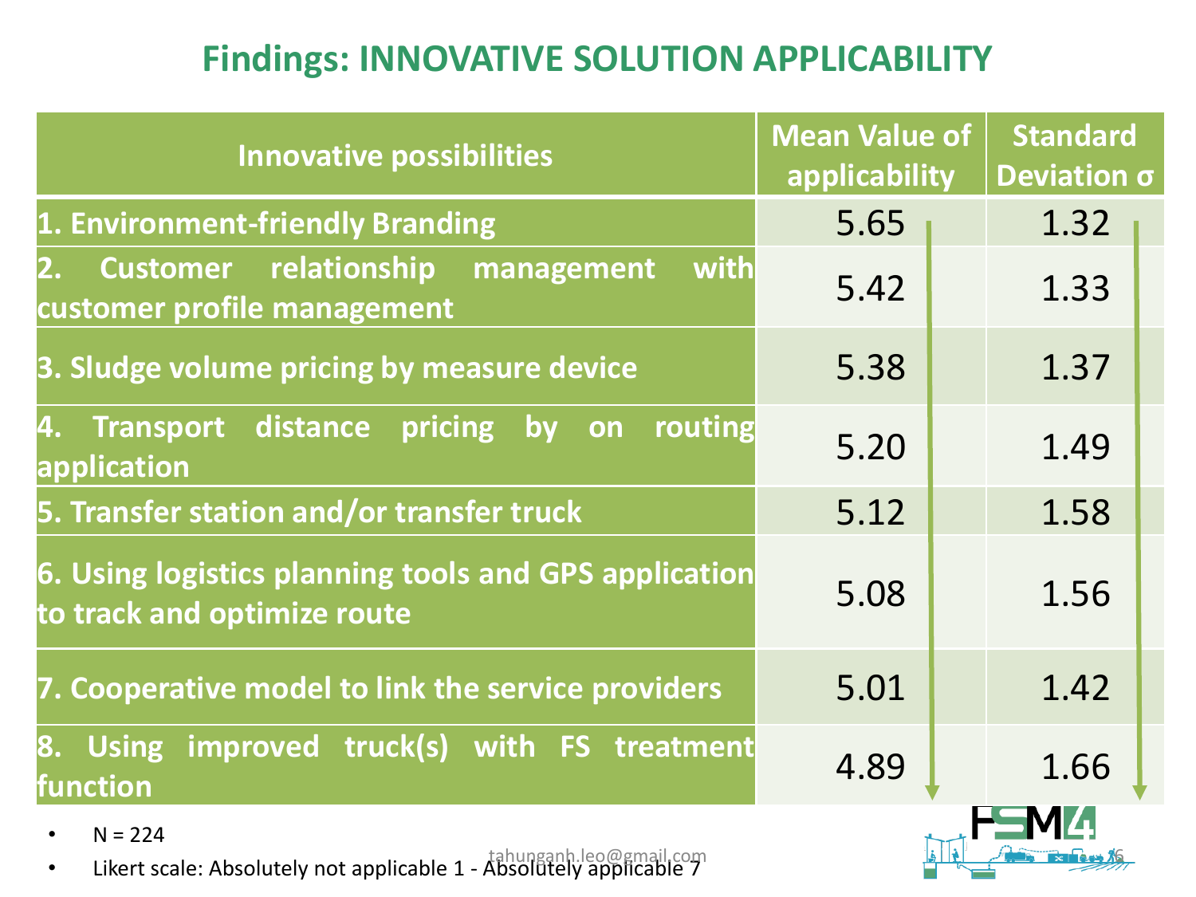# Findings: INNOVATIVE SOLUTION APPLICABILITY

| Innovative possibilities | Mean Value of applicability | Standard Deviation σ |
|---|---|---|
| 1. Environment-friendly Branding | 5.65 | 1.32 |
| 2. Customer relationship management with customer profile management | 5.42 | 1.33 |
| 3. Sludge volume pricing by measure device | 5.38 | 1.37 |
| 4. Transport distance pricing by on routing application | 5.20 | 1.49 |
| 5. Transfer station and/or transfer truck | 5.12 | 1.58 |
| 6. Using logistics planning tools and GPS application to track and optimize route | 5.08 | 1.56 |
| 7. Cooperative model to link the service providers | 5.01 | 1.42 |
| 8. Using improved truck(s) with FS treatment function | 4.89 | 1.66 |

- N = 224
- Likert scale: Absolutely not applicable 1 - Absolutely applicable 7

tahunganh.leo@gmail.com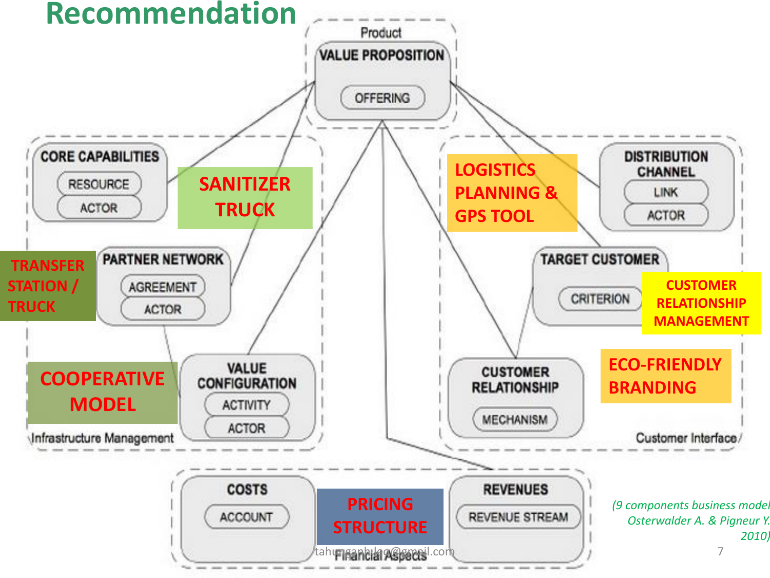# Recommendation

Product

**VALUE PROPOSITION**
- OFFERING

**CORE CAPABILITIES**
- RESOURCE
- ACTOR

**SANITIZER TRUCK**

**TRANSFER STATION / TRUCK**

**PARTNER NETWORK**
- AGREEMENT
- ACTOR

**COOPERATIVE MODEL**

**VALUE CONFIGURATION**
- ACTIVITY
- ACTOR

Infrastructure Management

**LOGISTICS PLANNING & GPS TOOL**

**DISTRIBUTION CHANNEL**
- LINK
- ACTOR

**TARGET CUSTOMER**
- CRITERION

**CUSTOMER RELATIONSHIP MANAGEMENT**

**CUSTOMER RELATIONSHIP**
- MECHANISM

**ECO-FRIENDLY BRANDING**

Customer Interface

**COSTS**
- ACCOUNT

**PRICING STRUCTURE**

**REVENUES**
- REVENUE STREAM

Financial Aspects

*(9 components business model Osterwalder A. & Pigneur Y. 2010)*

tahunganbilao@gmail.com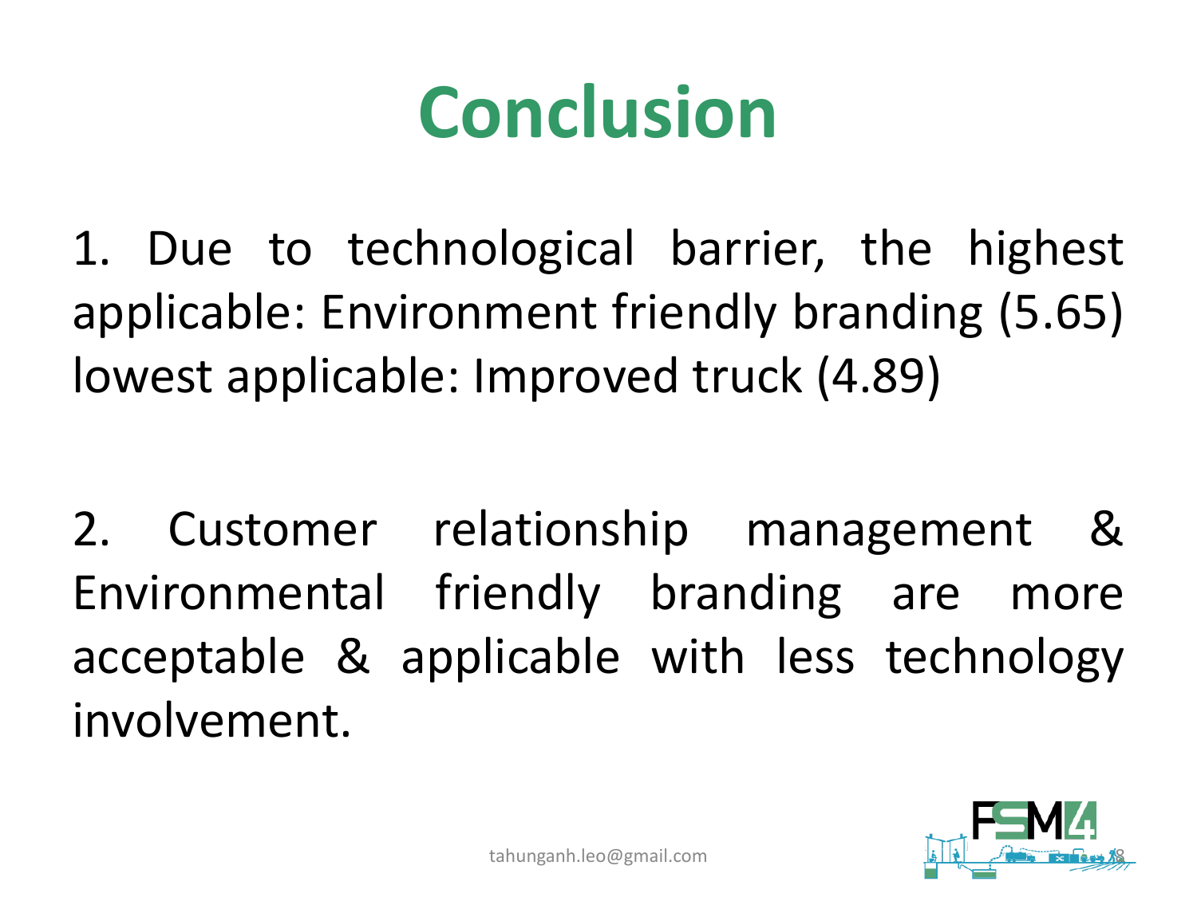# Conclusion

1. Due to technological barrier, the highest applicable: Environment friendly branding (5.65) lowest applicable: Improved truck (4.89)

2. Customer relationship management & Environmental friendly branding are more acceptable & applicable with less technology involvement.

tahunganh.leo@gmail.com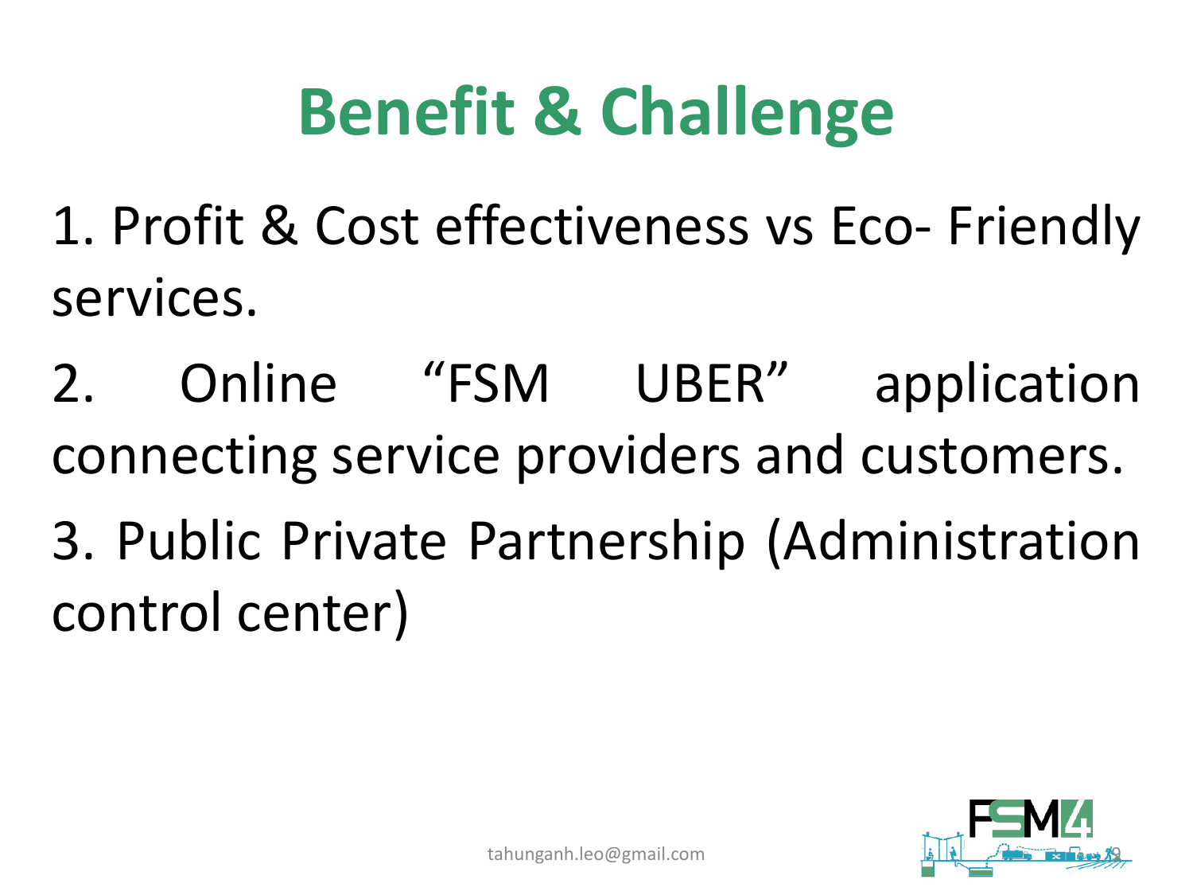# Benefit & Challenge

1. Profit & Cost effectiveness vs Eco- Friendly services.
2. Online "FSM UBER" application connecting service providers and customers.
3. Public Private Partnership (Administration control center)

tahunganh.leo@gmail.com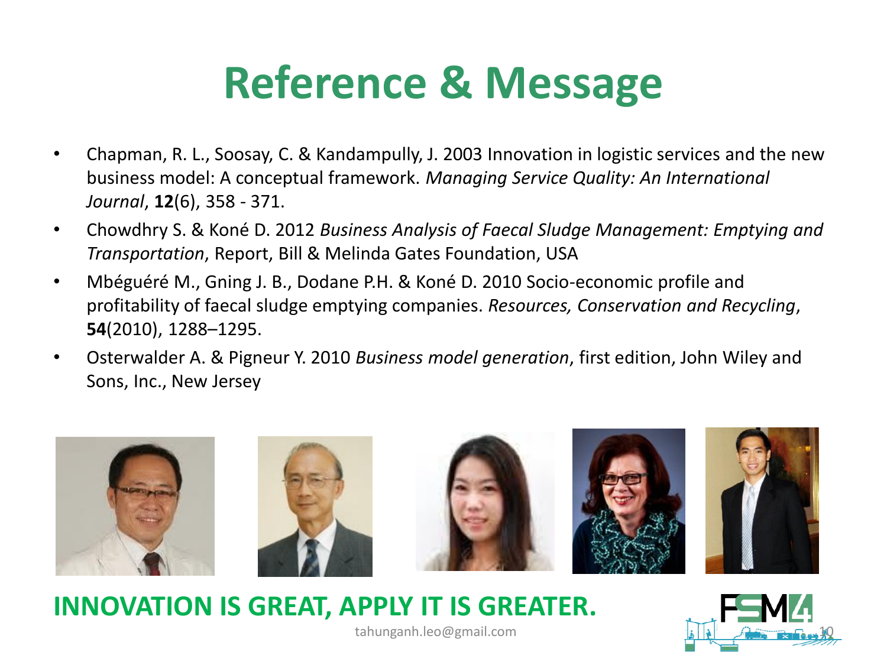# Reference & Message

- Chapman, R. L., Soosay, C. & Kandampully, J. 2003 Innovation in logistic services and the new business model: A conceptual framework. *Managing Service Quality: An International Journal*, **12**(6), 358 - 371.
- Chowdhry S. & Koné D. 2012 *Business Analysis of Faecal Sludge Management: Emptying and Transportation*, Report, Bill & Melinda Gates Foundation, USA
- Mbéguéré M., Gning J. B., Dodane P.H. & Koné D. 2010 Socio-economic profile and profitability of faecal sludge emptying companies. *Resources, Conservation and Recycling*, **54**(2010), 1288–1295.
- Osterwalder A. & Pigneur Y. 2010 *Business model generation*, first edition, John Wiley and Sons, Inc., New Jersey

**INNOVATION IS GREAT, APPLY IT IS GREATER.**

tahunganh.leo@gmail.com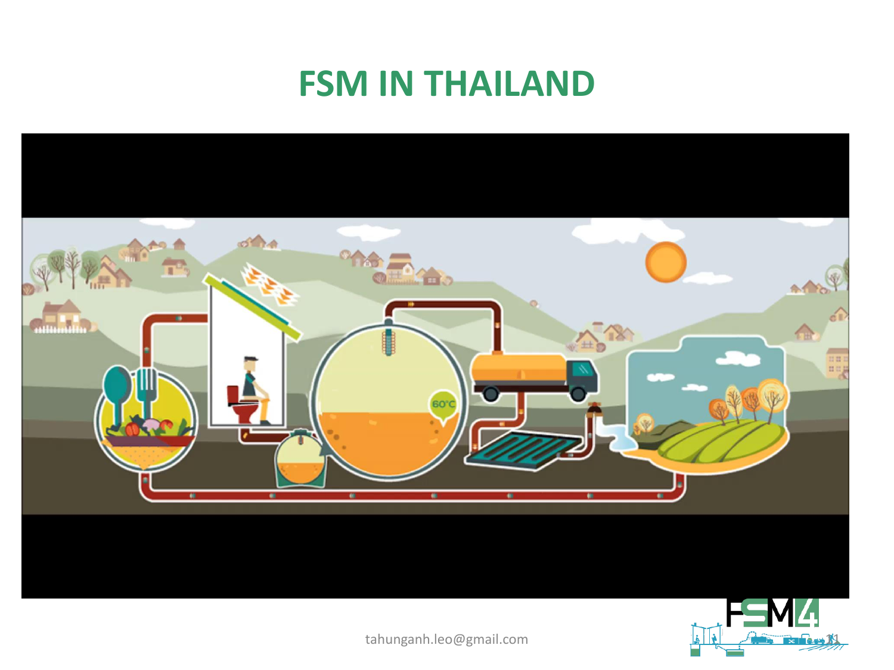# FSM IN THAILAND

tahunganh.leo@gmail.com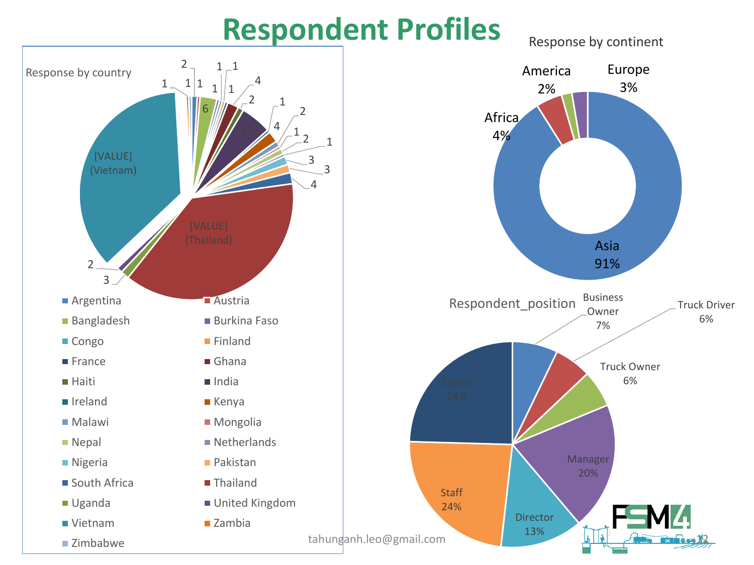# Respondent Profiles

Response by country

2
1 1 1
1
1 1
1
6
4
2
11
1
2
4
1
2
1
3
3
4
[VALUE] (Vietnam)
[VALUE] (Thailand)
2
3

- Argentina
- Austria
- Bangladesh
- Burkina Faso
- Congo
- Finland
- France
- Ghana
- Haiti
- India
- Ireland
- Kenya
- Malawi
- Mongolia
- Nepal
- Netherlands
- Nigeria
- Pakistan
- South Africa
- Thailand
- Uganda
- United Kingdom
- Vietnam
- Zambia
- Zimbabwe

Response by continent

America 2%
Europe 3%
Africa 4%
Asia 91%

Respondent_position

Business Owner 7%
Truck Driver 6%
Truck Owner 6%
Manager 20%
Director 13%
Staff 24%
Expert 24%

tahunganh.leo@gmail.com

FSM4